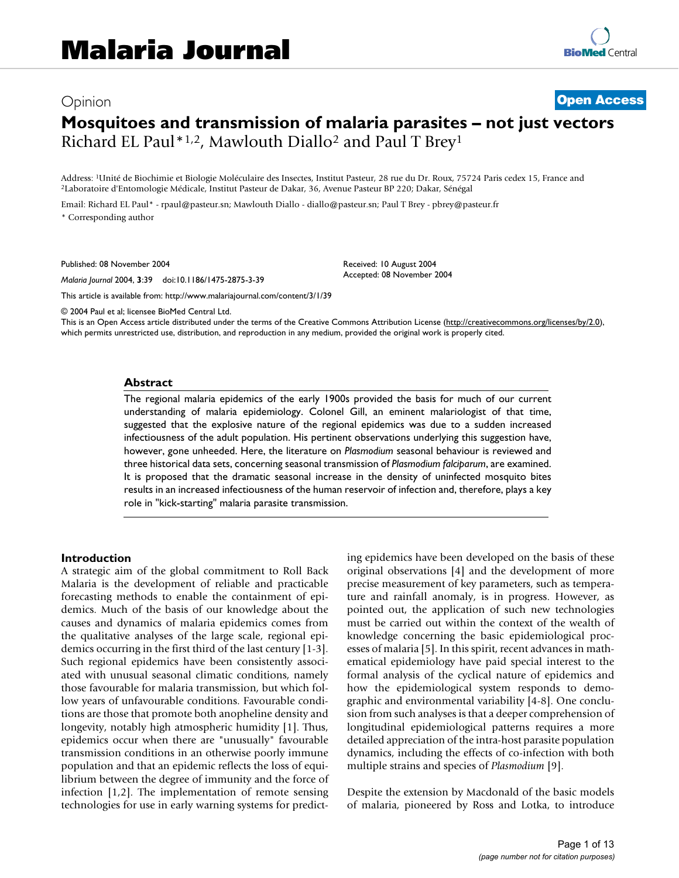Opinion

**Open Access**

# Mosquitoes and transmission of malaria parasites – not just vectors

Richard EL Paul*[1,2], Mawlouth Diallo[2] and Paul T Brey[1]

Address: [1]Unité de Biochimie et Biologie Moléculaire des Insectes, Institut Pasteur, 28 rue du Dr. Roux, 75724 Paris cedex 15, France and [2]Laboratoire d'Entomologie Médicale, Institut Pasteur de Dakar, 36, Avenue Pasteur BP 220; Dakar, Sénégal

Email: Richard EL Paul* - rpaul@pasteur.sn; Mawlouth Diallo - diallo@pasteur.sn; Paul T Brey - pbrey@pasteur.fr

\* Corresponding author

Published: 08 November 2004

*Malaria Journal* 2004, **3**:39 doi:10.1186/1475-2875-3-39

Received: 10 August 2004
Accepted: 08 November 2004

This article is available from: http://www.malariajournal.com/content/3/1/39

© 2004 Paul et al; licensee BioMed Central Ltd.
This is an Open Access article distributed under the terms of the Creative Commons Attribution License (http://creativecommons.org/licenses/by/2.0), which permits unrestricted use, distribution, and reproduction in any medium, provided the original work is properly cited.

## Abstract

The regional malaria epidemics of the early 1900s provided the basis for much of our current understanding of malaria epidemiology. Colonel Gill, an eminent malariologist of that time, suggested that the explosive nature of the regional epidemics was due to a sudden increased infectiousness of the adult population. His pertinent observations underlying this suggestion have, however, gone unheeded. Here, the literature on *Plasmodium* seasonal behaviour is reviewed and three historical data sets, concerning seasonal transmission of *Plasmodium falciparum*, are examined. It is proposed that the dramatic seasonal increase in the density of uninfected mosquito bites results in an increased infectiousness of the human reservoir of infection and, therefore, plays a key role in "kick-starting" malaria parasite transmission.

## Introduction

A strategic aim of the global commitment to Roll Back Malaria is the development of reliable and practicable forecasting methods to enable the containment of epidemics. Much of the basis of our knowledge about the causes and dynamics of malaria epidemics comes from the qualitative analyses of the large scale, regional epidemics occurring in the first third of the last century [1-3]. Such regional epidemics have been consistently associated with unusual seasonal climatic conditions, namely those favourable for malaria transmission, but which follow years of unfavourable conditions. Favourable conditions are those that promote both anopheline density and longevity, notably high atmospheric humidity [1]. Thus, epidemics occur when there are "unusually" favourable transmission conditions in an otherwise poorly immune population and that an epidemic reflects the loss of equilibrium between the degree of immunity and the force of infection [1,2]. The implementation of remote sensing technologies for use in early warning systems for predicting epidemics have been developed on the basis of these original observations [4] and the development of more precise measurement of key parameters, such as temperature and rainfall anomaly, is in progress. However, as pointed out, the application of such new technologies must be carried out within the context of the wealth of knowledge concerning the basic epidemiological processes of malaria [5]. In this spirit, recent advances in mathematical epidemiology have paid special interest to the formal analysis of the cyclical nature of epidemics and how the epidemiological system responds to demographic and environmental variability [4-8]. One conclusion from such analyses is that a deeper comprehension of longitudinal epidemiological patterns requires a more detailed appreciation of the intra-host parasite population dynamics, including the effects of co-infection with both multiple strains and species of *Plasmodium* [9].

Despite the extension by Macdonald of the basic models of malaria, pioneered by Ross and Lotka, to introduce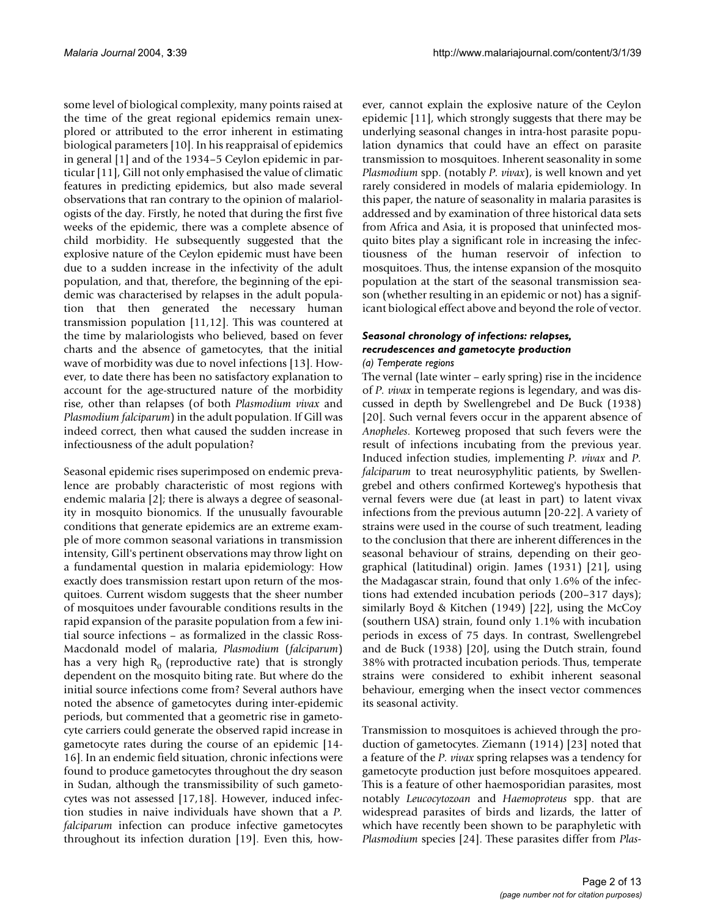some level of biological complexity, many points raised at the time of the great regional epidemics remain unexplored or attributed to the error inherent in estimating biological parameters [10]. In his reappraisal of epidemics in general [1] and of the 1934–5 Ceylon epidemic in particular [11], Gill not only emphasised the value of climatic features in predicting epidemics, but also made several observations that ran contrary to the opinion of malariologists of the day. Firstly, he noted that during the first five weeks of the epidemic, there was a complete absence of child morbidity. He subsequently suggested that the explosive nature of the Ceylon epidemic must have been due to a sudden increase in the infectivity of the adult population, and that, therefore, the beginning of the epidemic was characterised by relapses in the adult population that then generated the necessary human transmission population [11,12]. This was countered at the time by malariologists who believed, based on fever charts and the absence of gametocytes, that the initial wave of morbidity was due to novel infections [13]. However, to date there has been no satisfactory explanation to account for the age-structured nature of the morbidity rise, other than relapses (of both *Plasmodium vivax* and *Plasmodium falciparum*) in the adult population. If Gill was indeed correct, then what caused the sudden increase in infectiousness of the adult population?

Seasonal epidemic rises superimposed on endemic prevalence are probably characteristic of most regions with endemic malaria [2]; there is always a degree of seasonality in mosquito bionomics. If the unusually favourable conditions that generate epidemics are an extreme example of more common seasonal variations in transmission intensity, Gill's pertinent observations may throw light on a fundamental question in malaria epidemiology: How exactly does transmission restart upon return of the mosquitoes. Current wisdom suggests that the sheer number of mosquitoes under favourable conditions results in the rapid expansion of the parasite population from a few initial source infections – as formalized in the classic Ross-Macdonald model of malaria, *Plasmodium* (*falciparum*) has a very high $R_0$ (reproductive rate) that is strongly dependent on the mosquito biting rate. But where do the initial source infections come from? Several authors have noted the absence of gametocytes during inter-epidemic periods, but commented that a geometric rise in gametocyte carriers could generate the observed rapid increase in gametocyte rates during the course of an epidemic [14-16]. In an endemic field situation, chronic infections were found to produce gametocytes throughout the dry season in Sudan, although the transmissibility of such gametocytes was not assessed [17,18]. However, induced infection studies in naive individuals have shown that a *P. falciparum* infection can produce infective gametocytes throughout its infection duration [19]. Even this, however, cannot explain the explosive nature of the Ceylon epidemic [11], which strongly suggests that there may be underlying seasonal changes in intra-host parasite population dynamics that could have an effect on parasite transmission to mosquitoes. Inherent seasonality in some *Plasmodium* spp. (notably *P. vivax*), is well known and yet rarely considered in models of malaria epidemiology. In this paper, the nature of seasonality in malaria parasites is addressed and by examination of three historical data sets from Africa and Asia, it is proposed that uninfected mosquito bites play a significant role in increasing the infectiousness of the human reservoir of infection to mosquitoes. Thus, the intense expansion of the mosquito population at the start of the seasonal transmission season (whether resulting in an epidemic or not) has a significant biological effect above and beyond the role of vector.

### *Seasonal chronology of infections: relapses, recrudescences and gametocyte production*

#### *(a) Temperate regions*

The vernal (late winter – early spring) rise in the incidence of *P. vivax* in temperate regions is legendary, and was discussed in depth by Swellengrebel and De Buck (1938) [20]. Such vernal fevers occur in the apparent absence of *Anopheles*. Korteweg proposed that such fevers were the result of infections incubating from the previous year. Induced infection studies, implementing *P. vivax* and *P. falciparum* to treat neurosyphylitic patients, by Swellengrebel and others confirmed Korteweg's hypothesis that vernal fevers were due (at least in part) to latent vivax infections from the previous autumn [20-22]. A variety of strains were used in the course of such treatment, leading to the conclusion that there are inherent differences in the seasonal behaviour of strains, depending on their geographical (latitudinal) origin. James (1931) [21], using the Madagascar strain, found that only 1.6% of the infections had extended incubation periods (200–317 days); similarly Boyd & Kitchen (1949) [22], using the McCoy (southern USA) strain, found only 1.1% with incubation periods in excess of 75 days. In contrast, Swellengrebel and de Buck (1938) [20], using the Dutch strain, found 38% with protracted incubation periods. Thus, temperate strains were considered to exhibit inherent seasonal behaviour, emerging when the insect vector commences its seasonal activity.

Transmission to mosquitoes is achieved through the production of gametocytes. Ziemann (1914) [23] noted that a feature of the *P. vivax* spring relapses was a tendency for gametocyte production just before mosquitoes appeared. This is a feature of other haemosporidian parasites, most notably *Leucocytozoan* and *Haemoproteus* spp. that are widespread parasites of birds and lizards, the latter of which have recently been shown to be paraphyletic with *Plasmodium* species [24]. These parasites differ from *Plas-*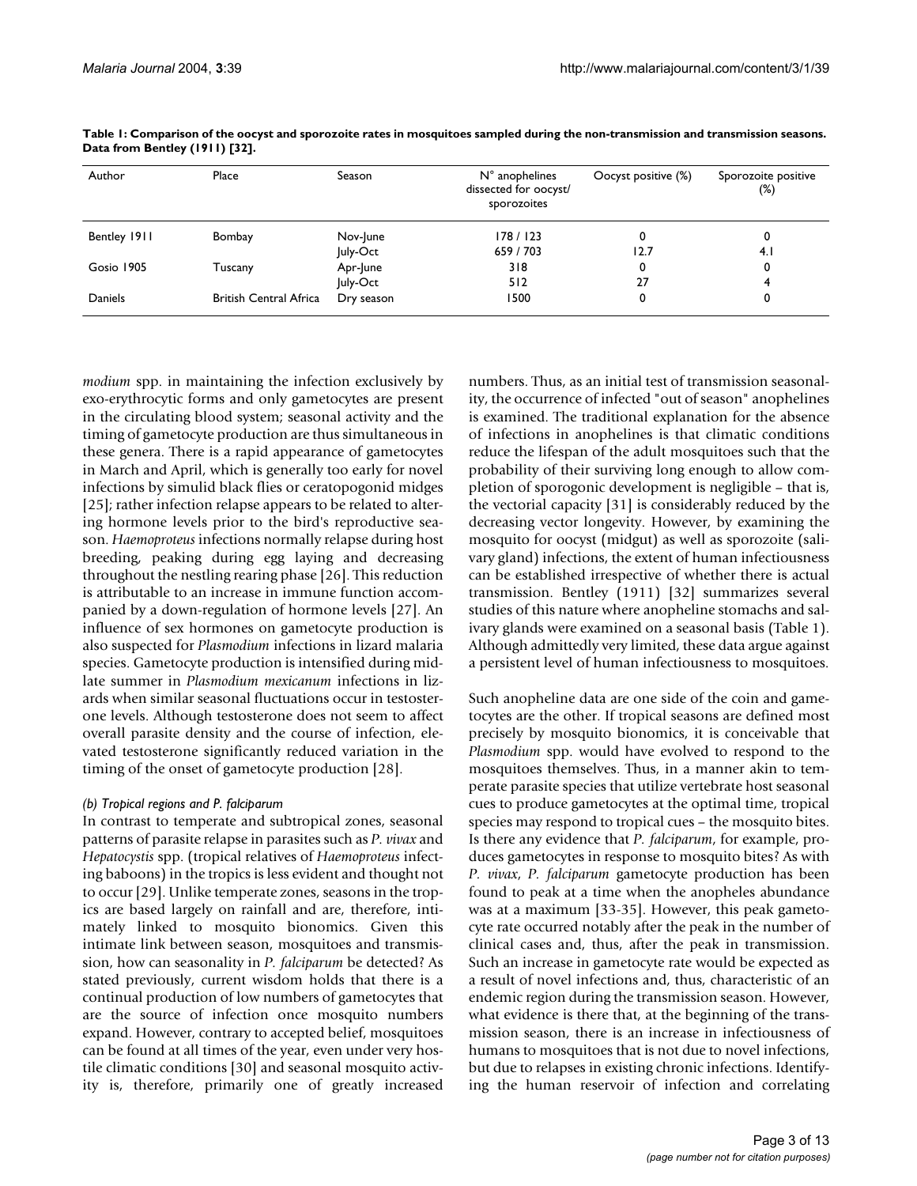**Table 1: Comparison of the oocyst and sporozoite rates in mosquitoes sampled during the non-transmission and transmission seasons. Data from Bentley (1911) [32].**

| Author | Place | Season | N° anophelines dissected for oocyst/ sporozoites | Oocyst positive (%) | Sporozoite positive (%) |
|---|---|---|---|---|---|
| Bentley 1911 | Bombay | Nov-June | 178 / 123 | 0 | 0 |
| | | July-Oct | 659 / 703 | 12.7 | 4.1 |
| Gosio 1905 | Tuscany | Apr-June | 318 | 0 | 0 |
| | | July-Oct | 512 | 27 | 4 |
| Daniels | British Central Africa | Dry season | 1500 | 0 | 0 |

*modium* spp. in maintaining the infection exclusively by exo-erythrocytic forms and only gametocytes are present in the circulating blood system; seasonal activity and the timing of gametocyte production are thus simultaneous in these genera. There is a rapid appearance of gametocytes in March and April, which is generally too early for novel infections by simulid black flies or ceratopogonid midges [25]; rather infection relapse appears to be related to altering hormone levels prior to the bird's reproductive season. *Haemoproteus* infections normally relapse during host breeding, peaking during egg laying and decreasing throughout the nestling rearing phase [26]. This reduction is attributable to an increase in immune function accompanied by a down-regulation of hormone levels [27]. An influence of sex hormones on gametocyte production is also suspected for *Plasmodium* infections in lizard malaria species. Gametocyte production is intensified during mid-late summer in *Plasmodium mexicanum* infections in lizards when similar seasonal fluctuations occur in testosterone levels. Although testosterone does not seem to affect overall parasite density and the course of infection, elevated testosterone significantly reduced variation in the timing of the onset of gametocyte production [28].

#### *(b) Tropical regions and P. falciparum*

In contrast to temperate and subtropical zones, seasonal patterns of parasite relapse in parasites such as *P. vivax* and *Hepatocystis* spp. (tropical relatives of *Haemoproteus* infecting baboons) in the tropics is less evident and thought not to occur [29]. Unlike temperate zones, seasons in the tropics are based largely on rainfall and are, therefore, intimately linked to mosquito bionomics. Given this intimate link between season, mosquitoes and transmission, how can seasonality in *P. falciparum* be detected? As stated previously, current wisdom holds that there is a continual production of low numbers of gametocytes that are the source of infection once mosquito numbers expand. However, contrary to accepted belief, mosquitoes can be found at all times of the year, even under very hostile climatic conditions [30] and seasonal mosquito activity is, therefore, primarily one of greatly increased numbers. Thus, as an initial test of transmission seasonality, the occurrence of infected "out of season" anophelines is examined. The traditional explanation for the absence of infections in anophelines is that climatic conditions reduce the lifespan of the adult mosquitoes such that the probability of their surviving long enough to allow completion of sporogonic development is negligible – that is, the vectorial capacity [31] is considerably reduced by the decreasing vector longevity. However, by examining the mosquito for oocyst (midgut) as well as sporozoite (salivary gland) infections, the extent of human infectiousness can be established irrespective of whether there is actual transmission. Bentley (1911) [32] summarizes several studies of this nature where anopheline stomachs and salivary glands were examined on a seasonal basis (Table 1). Although admittedly very limited, these data argue against a persistent level of human infectiousness to mosquitoes.

Such anopheline data are one side of the coin and gametocytes are the other. If tropical seasons are defined most precisely by mosquito bionomics, it is conceivable that *Plasmodium* spp. would have evolved to respond to the mosquitoes themselves. Thus, in a manner akin to temperate parasite species that utilize vertebrate host seasonal cues to produce gametocytes at the optimal time, tropical species may respond to tropical cues – the mosquito bites. Is there any evidence that *P. falciparum*, for example, produces gametocytes in response to mosquito bites? As with *P. vivax*, *P. falciparum* gametocyte production has been found to peak at a time when the anopheles abundance was at a maximum [33-35]. However, this peak gametocyte rate occurred notably after the peak in the number of clinical cases and, thus, after the peak in transmission. Such an increase in gametocyte rate would be expected as a result of novel infections and, thus, characteristic of an endemic region during the transmission season. However, what evidence is there that, at the beginning of the transmission season, there is an increase in infectiousness of humans to mosquitoes that is not due to novel infections, but due to relapses in existing chronic infections. Identifying the human reservoir of infection and correlating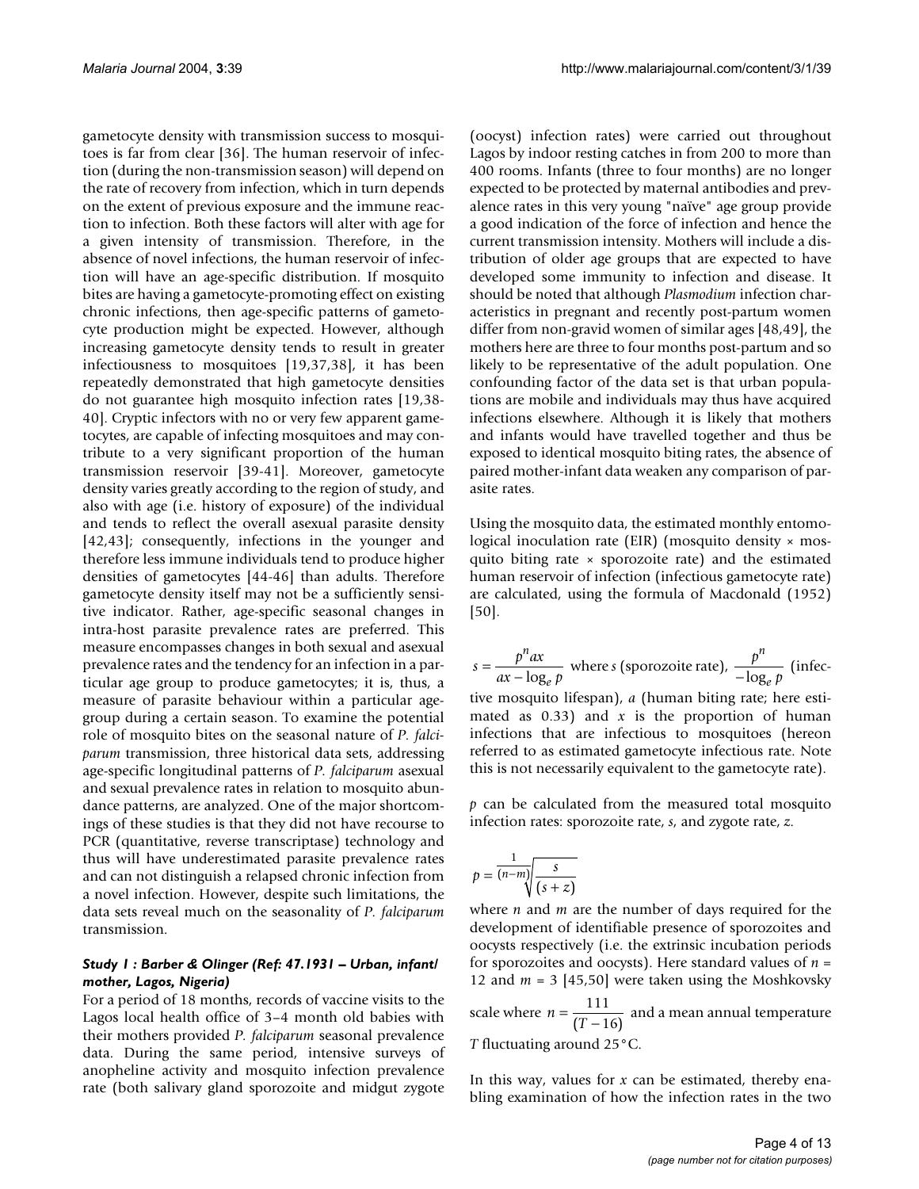gametocyte density with transmission success to mosquitoes is far from clear [36]. The human reservoir of infection (during the non-transmission season) will depend on the rate of recovery from infection, which in turn depends on the extent of previous exposure and the immune reaction to infection. Both these factors will alter with age for a given intensity of transmission. Therefore, in the absence of novel infections, the human reservoir of infection will have an age-specific distribution. If mosquito bites are having a gametocyte-promoting effect on existing chronic infections, then age-specific patterns of gametocyte production might be expected. However, although increasing gametocyte density tends to result in greater infectiousness to mosquitoes [19,37,38], it has been repeatedly demonstrated that high gametocyte densities do not guarantee high mosquito infection rates [19,38-40]. Cryptic infectors with no or very few apparent gametocytes, are capable of infecting mosquitoes and may contribute to a very significant proportion of the human transmission reservoir [39-41]. Moreover, gametocyte density varies greatly according to the region of study, and also with age (i.e. history of exposure) of the individual and tends to reflect the overall asexual parasite density [42,43]; consequently, infections in the younger and therefore less immune individuals tend to produce higher densities of gametocytes [44-46] than adults. Therefore gametocyte density itself may not be a sufficiently sensitive indicator. Rather, age-specific seasonal changes in intra-host parasite prevalence rates are preferred. This measure encompasses changes in both sexual and asexual prevalence rates and the tendency for an infection in a particular age group to produce gametocytes; it is, thus, a measure of parasite behaviour within a particular age-group during a certain season. To examine the potential role of mosquito bites on the seasonal nature of *P. falciparum* transmission, three historical data sets, addressing age-specific longitudinal patterns of *P. falciparum* asexual and sexual prevalence rates in relation to mosquito abundance patterns, are analyzed. One of the major shortcomings of these studies is that they did not have recourse to PCR (quantitative, reverse transcriptase) technology and thus will have underestimated parasite prevalence rates and can not distinguish a relapsed chronic infection from a novel infection. However, despite such limitations, the data sets reveal much on the seasonality of *P. falciparum* transmission.

### *Study 1 : Barber & Olinger (Ref: 47.1931 – Urban, infant/mother, Lagos, Nigeria)*

For a period of 18 months, records of vaccine visits to the Lagos local health office of 3–4 month old babies with their mothers provided *P. falciparum* seasonal prevalence data. During the same period, intensive surveys of anopheline activity and mosquito infection prevalence rate (both salivary gland sporozoite and midgut zygote (oocyst) infection rates) were carried out throughout Lagos by indoor resting catches in from 200 to more than 400 rooms. Infants (three to four months) are no longer expected to be protected by maternal antibodies and prevalence rates in this very young "naïve" age group provide a good indication of the force of infection and hence the current transmission intensity. Mothers will include a distribution of older age groups that are expected to have developed some immunity to infection and disease. It should be noted that although *Plasmodium* infection characteristics in pregnant and recently post-partum women differ from non-gravid women of similar ages [48,49], the mothers here are three to four months post-partum and so likely to be representative of the adult population. One confounding factor of the data set is that urban populations are mobile and individuals may thus have acquired infections elsewhere. Although it is likely that mothers and infants would have travelled together and thus be exposed to identical mosquito biting rates, the absence of paired mother-infant data weaken any comparison of parasite rates.

Using the mosquito data, the estimated monthly entomological inoculation rate (EIR) (mosquito density × mosquito biting rate × sporozoite rate) and the estimated human reservoir of infection (infectious gametocyte rate) are calculated, using the formula of Macdonald (1952) [50].

$s = \dfrac{p^n ax}{ax - \log_e p}$ where $s$ (sporozoite rate), $\dfrac{p^n}{-\log_e p}$ (infective mosquito lifespan), $a$ (human biting rate; here estimated as 0.33) and $x$ is the proportion of human infections that are infectious to mosquitoes (hereon referred to as estimated gametocyte infectious rate. Note this is not necessarily equivalent to the gametocyte rate).

$p$ can be calculated from the measured total mosquito infection rates: sporozoite rate, $s$, and zygote rate, $z$.

$$p = \sqrt[\frac{1}{(n-m)}]{\frac{s}{(s+z)}}$$

where $n$ and $m$ are the number of days required for the development of identifiable presence of sporozoites and oocysts respectively (i.e. the extrinsic incubation periods for sporozoites and oocysts). Here standard values of $n$ = 12 and $m$ = 3 [45,50] were taken using the Moshkovsky scale where $n = \dfrac{111}{(T-16)}$ and a mean annual temperature $T$ fluctuating around 25°C.

In this way, values for $x$ can be estimated, thereby enabling examination of how the infection rates in the two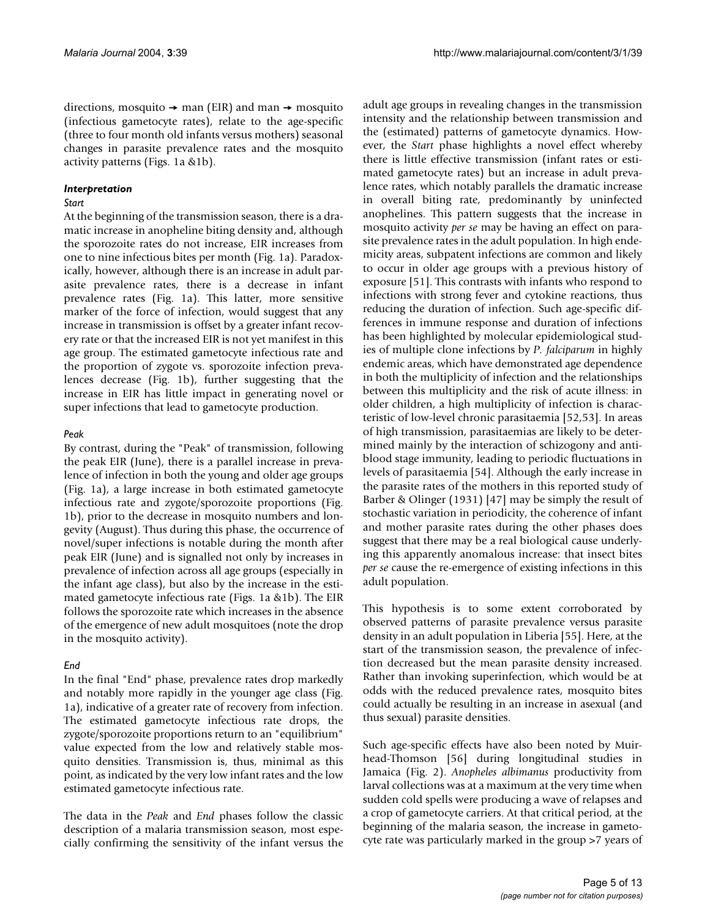directions, mosquito → man (EIR) and man → mosquito (infectious gametocyte rates), relate to the age-specific (three to four month old infants versus mothers) seasonal changes in parasite prevalence rates and the mosquito activity patterns (Figs. 1a &1b).

### *Interpretation*

#### *Start*

At the beginning of the transmission season, there is a dramatic increase in anopheline biting density and, although the sporozoite rates do not increase, EIR increases from one to nine infectious bites per month (Fig. 1a). Paradoxically, however, although there is an increase in adult parasite prevalence rates, there is a decrease in infant prevalence rates (Fig. 1a). This latter, more sensitive marker of the force of infection, would suggest that any increase in transmission is offset by a greater infant recovery rate or that the increased EIR is not yet manifest in this age group. The estimated gametocyte infectious rate and the proportion of zygote vs. sporozoite infection prevalences decrease (Fig. 1b), further suggesting that the increase in EIR has little impact in generating novel or super infections that lead to gametocyte production.

#### *Peak*

By contrast, during the "Peak" of transmission, following the peak EIR (June), there is a parallel increase in prevalence of infection in both the young and older age groups (Fig. 1a), a large increase in both estimated gametocyte infectious rate and zygote/sporozoite proportions (Fig. 1b), prior to the decrease in mosquito numbers and longevity (August). Thus during this phase, the occurrence of novel/super infections is notable during the month after peak EIR (June) and is signalled not only by increases in prevalence of infection across all age groups (especially in the infant age class), but also by the increase in the estimated gametocyte infectious rate (Figs. 1a &1b). The EIR follows the sporozoite rate which increases in the absence of the emergence of new adult mosquitoes (note the drop in the mosquito activity).

#### *End*

In the final "End" phase, prevalence rates drop markedly and notably more rapidly in the younger age class (Fig. 1a), indicative of a greater rate of recovery from infection. The estimated gametocyte infectious rate drops, the zygote/sporozoite proportions return to an "equilibrium" value expected from the low and relatively stable mosquito densities. Transmission is, thus, minimal as this point, as indicated by the very low infant rates and the low estimated gametocyte infectious rate.

The data in the *Peak* and *End* phases follow the classic description of a malaria transmission season, most especially confirming the sensitivity of the infant versus the adult age groups in revealing changes in the transmission intensity and the relationship between transmission and the (estimated) patterns of gametocyte dynamics. However, the *Start* phase highlights a novel effect whereby there is little effective transmission (infant rates or estimated gametocyte rates) but an increase in adult prevalence rates, which notably parallels the dramatic increase in overall biting rate, predominantly by uninfected anophelines. This pattern suggests that the increase in mosquito activity *per se* may be having an effect on parasite prevalence rates in the adult population. In high endemicity areas, subpatent infections are common and likely to occur in older age groups with a previous history of exposure [51]. This contrasts with infants who respond to infections with strong fever and cytokine reactions, thus reducing the duration of infection. Such age-specific differences in immune response and duration of infections has been highlighted by molecular epidemiological studies of multiple clone infections by *P. falciparum* in highly endemic areas, which have demonstrated age dependence in both the multiplicity of infection and the relationships between this multiplicity and the risk of acute illness: in older children, a high multiplicity of infection is characteristic of low-level chronic parasitaemia [52,53]. In areas of high transmission, parasitaemias are likely to be determined mainly by the interaction of schizogony and anti-blood stage immunity, leading to periodic fluctuations in levels of parasitaemia [54]. Although the early increase in the parasite rates of the mothers in this reported study of Barber & Olinger (1931) [47] may be simply the result of stochastic variation in periodicity, the coherence of infant and mother parasite rates during the other phases does suggest that there may be a real biological cause underlying this apparently anomalous increase: that insect bites *per se* cause the re-emergence of existing infections in this adult population.

This hypothesis is to some extent corroborated by observed patterns of parasite prevalence versus parasite density in an adult population in Liberia [55]. Here, at the start of the transmission season, the prevalence of infection decreased but the mean parasite density increased. Rather than invoking superinfection, which would be at odds with the reduced prevalence rates, mosquito bites could actually be resulting in an increase in asexual (and thus sexual) parasite densities.

Such age-specific effects have also been noted by Muirhead-Thomson [56] during longitudinal studies in Jamaica (Fig. 2). *Anopheles albimanus* productivity from larval collections was at a maximum at the very time when sudden cold spells were producing a wave of relapses and a crop of gametocyte carriers. At that critical period, at the beginning of the malaria season, the increase in gametocyte rate was particularly marked in the group >7 years of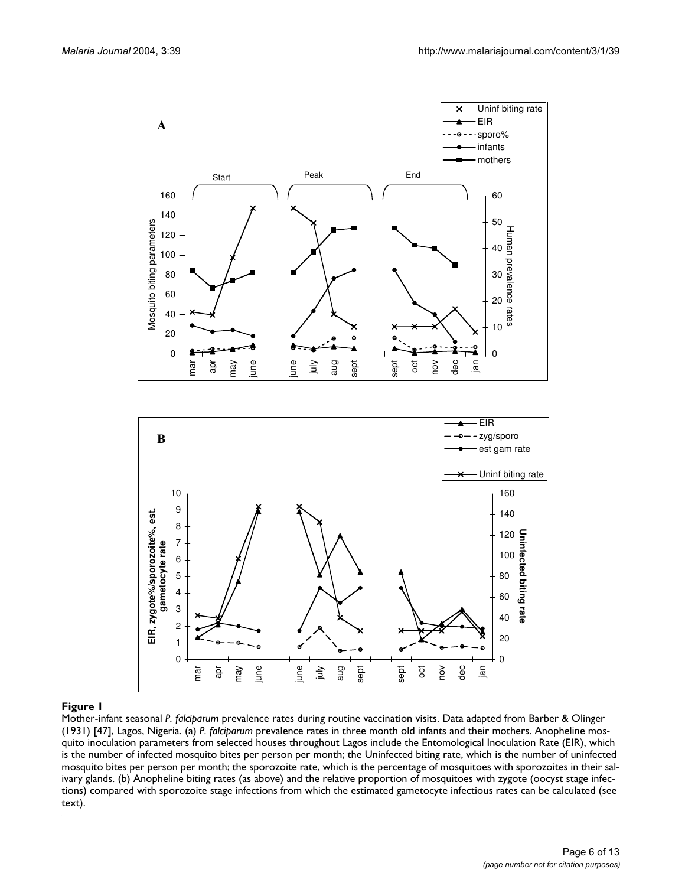**Figure 1**

Mother-infant seasonal *P. falciparum* prevalence rates during routine vaccination visits. Data adapted from Barber & Olinger (1931) [47], Lagos, Nigeria. (a) *P. falciparum* prevalence rates in three month old infants and their mothers. Anopheline mosquito inoculation parameters from selected houses throughout Lagos include the Entomological Inoculation Rate (EIR), which is the number of infected mosquito bites per person per month; the Uninfected biting rate, which is the number of uninfected mosquito bites per person per month; the sporozoite rate, which is the percentage of mosquitoes with sporozoites in their salivary glands. (b) Anopheline biting rates (as above) and the relative proportion of mosquitoes with zygote (oocyst stage infections) compared with sporozoite stage infections from which the estimated gametocyte infectious rates can be calculated (see text).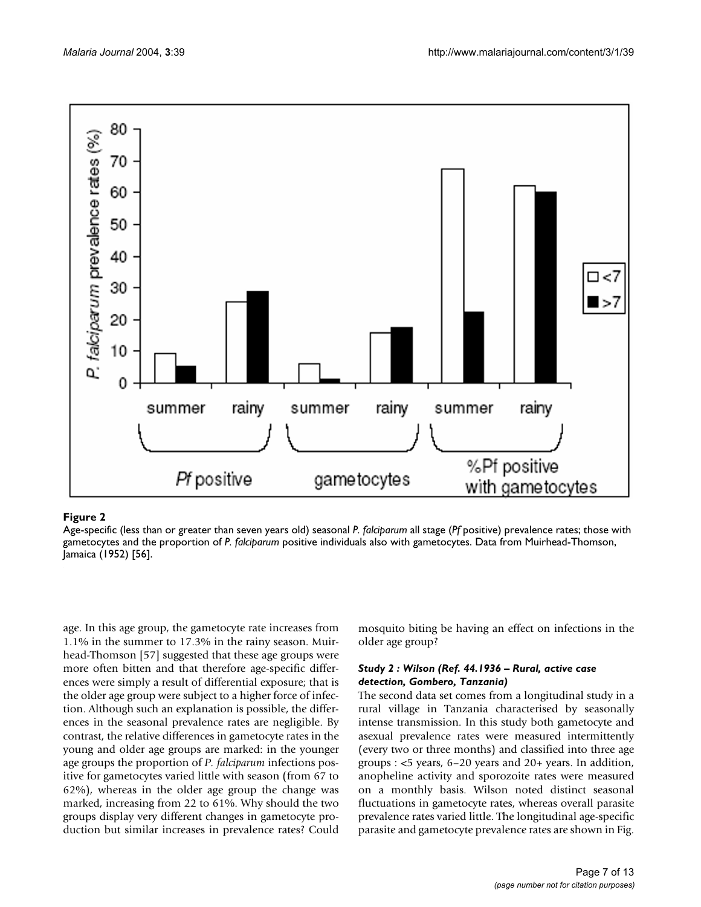**Figure 2**

Age-specific (less than or greater than seven years old) seasonal *P. falciparum* all stage (*Pf* positive) prevalence rates; those with gametocytes and the proportion of *P. falciparum* positive individuals also with gametocytes. Data from Muirhead-Thomson, Jamaica (1952) [56].

age. In this age group, the gametocyte rate increases from 1.1% in the summer to 17.3% in the rainy season. Muirhead-Thomson [57] suggested that these age groups were more often bitten and that therefore age-specific differences were simply a result of differential exposure; that is the older age group were subject to a higher force of infection. Although such an explanation is possible, the differences in the seasonal prevalence rates are negligible. By contrast, the relative differences in gametocyte rates in the young and older age groups are marked: in the younger age groups the proportion of *P. falciparum* infections positive for gametocytes varied little with season (from 67 to 62%), whereas in the older age group the change was marked, increasing from 22 to 61%. Why should the two groups display very different changes in gametocyte production but similar increases in prevalence rates? Could mosquito biting be having an effect on infections in the older age group?

#### *Study 2 : Wilson (Ref. 44.1936 – Rural, active case detection, Gombero, Tanzania)*

The second data set comes from a longitudinal study in a rural village in Tanzania characterised by seasonally intense transmission. In this study both gametocyte and asexual prevalence rates were measured intermittently (every two or three months) and classified into three age groups : <5 years, 6–20 years and 20+ years. In addition, anopheline activity and sporozoite rates were measured on a monthly basis. Wilson noted distinct seasonal fluctuations in gametocyte rates, whereas overall parasite prevalence rates varied little. The longitudinal age-specific parasite and gametocyte prevalence rates are shown in Fig.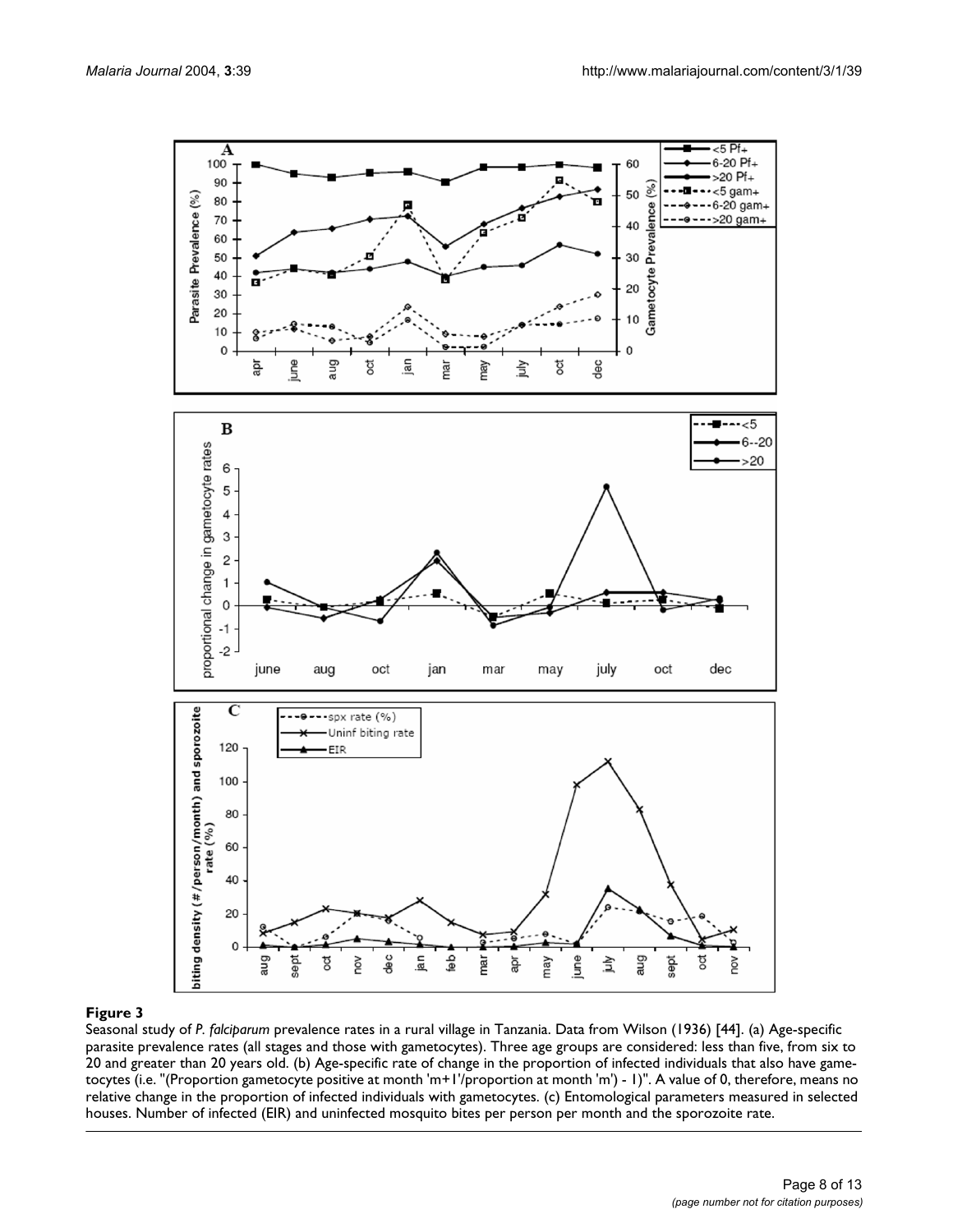**Figure 3**

Seasonal study of *P. falciparum* prevalence rates in a rural village in Tanzania. Data from Wilson (1936) [44]. (a) Age-specific parasite prevalence rates (all stages and those with gametocytes). Three age groups are considered: less than five, from six to 20 and greater than 20 years old. (b) Age-specific rate of change in the proportion of infected individuals that also have gametocytes (i.e. "(Proportion gametocyte positive at month 'm+1'/proportion at month 'm') - 1)". A value of 0, therefore, means no relative change in the proportion of infected individuals with gametocytes. (c) Entomological parameters measured in selected houses. Number of infected (EIR) and uninfected mosquito bites per person per month and the sporozoite rate.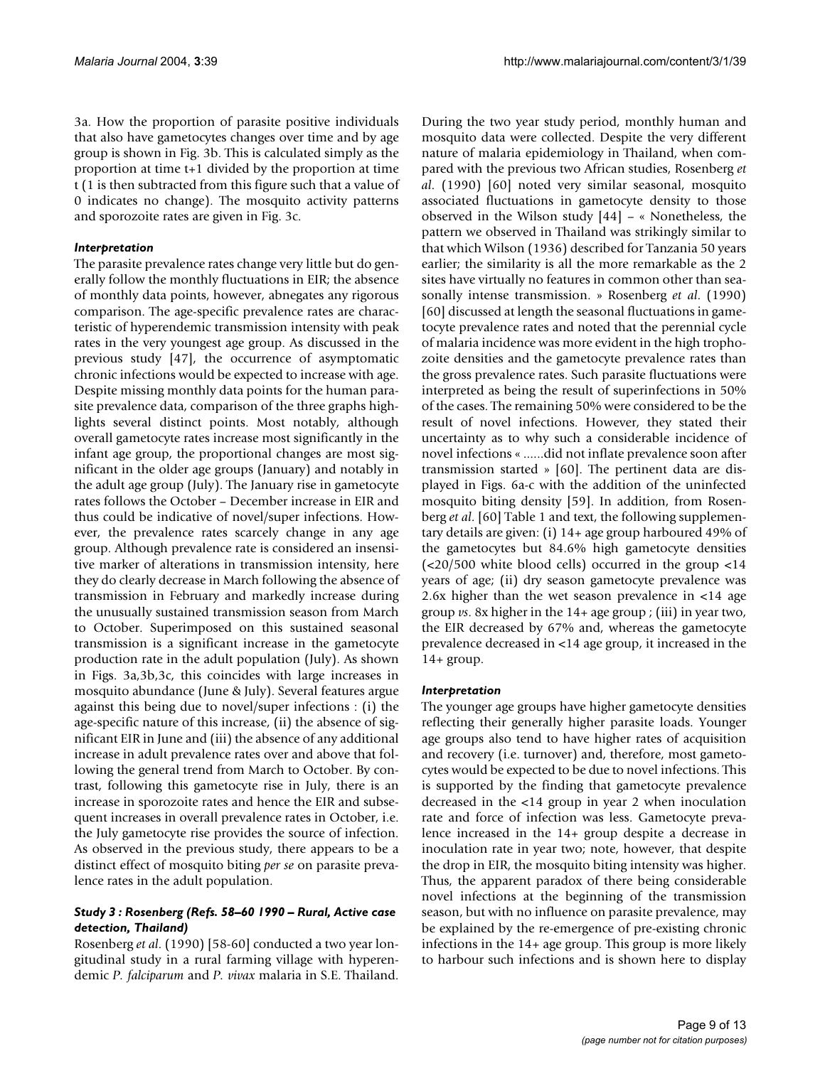3a. How the proportion of parasite positive individuals that also have gametocytes changes over time and by age group is shown in Fig. 3b. This is calculated simply as the proportion at time t+1 divided by the proportion at time t (1 is then subtracted from this figure such that a value of 0 indicates no change). The mosquito activity patterns and sporozoite rates are given in Fig. 3c.

#### *Interpretation*

The parasite prevalence rates change very little but do generally follow the monthly fluctuations in EIR; the absence of monthly data points, however, abnegates any rigorous comparison. The age-specific prevalence rates are characteristic of hyperendemic transmission intensity with peak rates in the very youngest age group. As discussed in the previous study [47], the occurrence of asymptomatic chronic infections would be expected to increase with age. Despite missing monthly data points for the human parasite prevalence data, comparison of the three graphs highlights several distinct points. Most notably, although overall gametocyte rates increase most significantly in the infant age group, the proportional changes are most significant in the older age groups (January) and notably in the adult age group (July). The January rise in gametocyte rates follows the October – December increase in EIR and thus could be indicative of novel/super infections. However, the prevalence rates scarcely change in any age group. Although prevalence rate is considered an insensitive marker of alterations in transmission intensity, here they do clearly decrease in March following the absence of transmission in February and markedly increase during the unusually sustained transmission season from March to October. Superimposed on this sustained seasonal transmission is a significant increase in the gametocyte production rate in the adult population (July). As shown in Figs. 3a,3b,3c, this coincides with large increases in mosquito abundance (June & July). Several features argue against this being due to novel/super infections : (i) the age-specific nature of this increase, (ii) the absence of significant EIR in June and (iii) the absence of any additional increase in adult prevalence rates over and above that following the general trend from March to October. By contrast, following this gametocyte rise in July, there is an increase in sporozoite rates and hence the EIR and subsequent increases in overall prevalence rates in October, i.e. the July gametocyte rise provides the source of infection. As observed in the previous study, there appears to be a distinct effect of mosquito biting *per se* on parasite prevalence rates in the adult population.

### *Study 3 : Rosenberg (Refs. 58–60 1990 – Rural, Active case detection, Thailand)*

Rosenberg *et al*. (1990) [58-60] conducted a two year longitudinal study in a rural farming village with hyperendemic *P. falciparum* and *P. vivax* malaria in S.E. Thailand. During the two year study period, monthly human and mosquito data were collected. Despite the very different nature of malaria epidemiology in Thailand, when compared with the previous two African studies, Rosenberg *et al*. (1990) [60] noted very similar seasonal, mosquito associated fluctuations in gametocyte density to those observed in the Wilson study [44] – « Nonetheless, the pattern we observed in Thailand was strikingly similar to that which Wilson (1936) described for Tanzania 50 years earlier; the similarity is all the more remarkable as the 2 sites have virtually no features in common other than seasonally intense transmission. » Rosenberg *et al*. (1990) [60] discussed at length the seasonal fluctuations in gametocyte prevalence rates and noted that the perennial cycle of malaria incidence was more evident in the high trophozoite densities and the gametocyte prevalence rates than the gross prevalence rates. Such parasite fluctuations were interpreted as being the result of superinfections in 50% of the cases. The remaining 50% were considered to be the result of novel infections. However, they stated their uncertainty as to why such a considerable incidence of novel infections « ......did not inflate prevalence soon after transmission started » [60]. The pertinent data are displayed in Figs. 6a-c with the addition of the uninfected mosquito biting density [59]. In addition, from Rosenberg *et al*. [60] Table 1 and text, the following supplementary details are given: (i) 14+ age group harboured 49% of the gametocytes but 84.6% high gametocyte densities (<20/500 white blood cells) occurred in the group <14 years of age; (ii) dry season gametocyte prevalence was 2.6x higher than the wet season prevalence in <14 age group *vs*. 8x higher in the 14+ age group ; (iii) in year two, the EIR decreased by 67% and, whereas the gametocyte prevalence decreased in <14 age group, it increased in the 14+ group.

#### *Interpretation*

The younger age groups have higher gametocyte densities reflecting their generally higher parasite loads. Younger age groups also tend to have higher rates of acquisition and recovery (i.e. turnover) and, therefore, most gametocytes would be expected to be due to novel infections. This is supported by the finding that gametocyte prevalence decreased in the <14 group in year 2 when inoculation rate and force of infection was less. Gametocyte prevalence increased in the 14+ group despite a decrease in inoculation rate in year two; note, however, that despite the drop in EIR, the mosquito biting intensity was higher. Thus, the apparent paradox of there being considerable novel infections at the beginning of the transmission season, but with no influence on parasite prevalence, may be explained by the re-emergence of pre-existing chronic infections in the 14+ age group. This group is more likely to harbour such infections and is shown here to display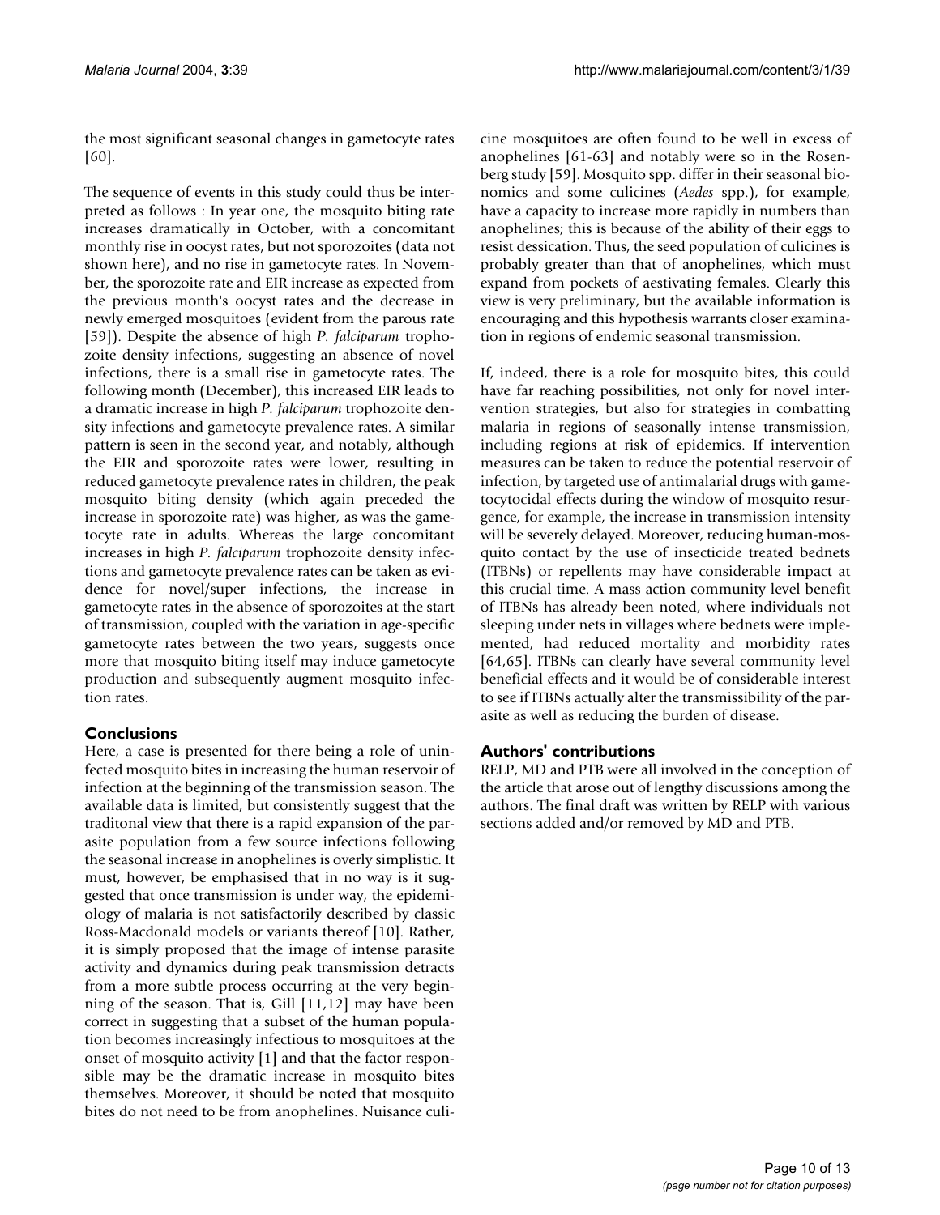the most significant seasonal changes in gametocyte rates [60].

The sequence of events in this study could thus be interpreted as follows : In year one, the mosquito biting rate increases dramatically in October, with a concomitant monthly rise in oocyst rates, but not sporozoites (data not shown here), and no rise in gametocyte rates. In November, the sporozoite rate and EIR increase as expected from the previous month's oocyst rates and the decrease in newly emerged mosquitoes (evident from the parous rate [59]). Despite the absence of high *P. falciparum* trophozoite density infections, suggesting an absence of novel infections, there is a small rise in gametocyte rates. The following month (December), this increased EIR leads to a dramatic increase in high *P. falciparum* trophozoite density infections and gametocyte prevalence rates. A similar pattern is seen in the second year, and notably, although the EIR and sporozoite rates were lower, resulting in reduced gametocyte prevalence rates in children, the peak mosquito biting density (which again preceded the increase in sporozoite rate) was higher, as was the gametocyte rate in adults. Whereas the large concomitant increases in high *P. falciparum* trophozoite density infections and gametocyte prevalence rates can be taken as evidence for novel/super infections, the increase in gametocyte rates in the absence of sporozoites at the start of transmission, coupled with the variation in age-specific gametocyte rates between the two years, suggests once more that mosquito biting itself may induce gametocyte production and subsequently augment mosquito infection rates.

## Conclusions

Here, a case is presented for there being a role of uninfected mosquito bites in increasing the human reservoir of infection at the beginning of the transmission season. The available data is limited, but consistently suggest that the traditonal view that there is a rapid expansion of the parasite population from a few source infections following the seasonal increase in anophelines is overly simplistic. It must, however, be emphasised that in no way is it suggested that once transmission is under way, the epidemiology of malaria is not satisfactorily described by classic Ross-Macdonald models or variants thereof [10]. Rather, it is simply proposed that the image of intense parasite activity and dynamics during peak transmission detracts from a more subtle process occurring at the very beginning of the season. That is, Gill [11,12] may have been correct in suggesting that a subset of the human population becomes increasingly infectious to mosquitoes at the onset of mosquito activity [1] and that the factor responsible may be the dramatic increase in mosquito bites themselves. Moreover, it should be noted that mosquito bites do not need to be from anophelines. Nuisance culicine mosquitoes are often found to be well in excess of anophelines [61-63] and notably were so in the Rosenberg study [59]. Mosquito spp. differ in their seasonal bionomics and some culicines (*Aedes* spp.), for example, have a capacity to increase more rapidly in numbers than anophelines; this is because of the ability of their eggs to resist dessication. Thus, the seed population of culicines is probably greater than that of anophelines, which must expand from pockets of aestivating females. Clearly this view is very preliminary, but the available information is encouraging and this hypothesis warrants closer examination in regions of endemic seasonal transmission.

If, indeed, there is a role for mosquito bites, this could have far reaching possibilities, not only for novel intervention strategies, but also for strategies in combatting malaria in regions of seasonally intense transmission, including regions at risk of epidemics. If intervention measures can be taken to reduce the potential reservoir of infection, by targeted use of antimalarial drugs with gametocytocidal effects during the window of mosquito resurgence, for example, the increase in transmission intensity will be severely delayed. Moreover, reducing human-mosquito contact by the use of insecticide treated bednets (ITBNs) or repellents may have considerable impact at this crucial time. A mass action community level benefit of ITBNs has already been noted, where individuals not sleeping under nets in villages where bednets were implemented, had reduced mortality and morbidity rates [64,65]. ITBNs can clearly have several community level beneficial effects and it would be of considerable interest to see if ITBNs actually alter the transmissibility of the parasite as well as reducing the burden of disease.

## Authors' contributions

RELP, MD and PTB were all involved in the conception of the article that arose out of lengthy discussions among the authors. The final draft was written by RELP with various sections added and/or removed by MD and PTB.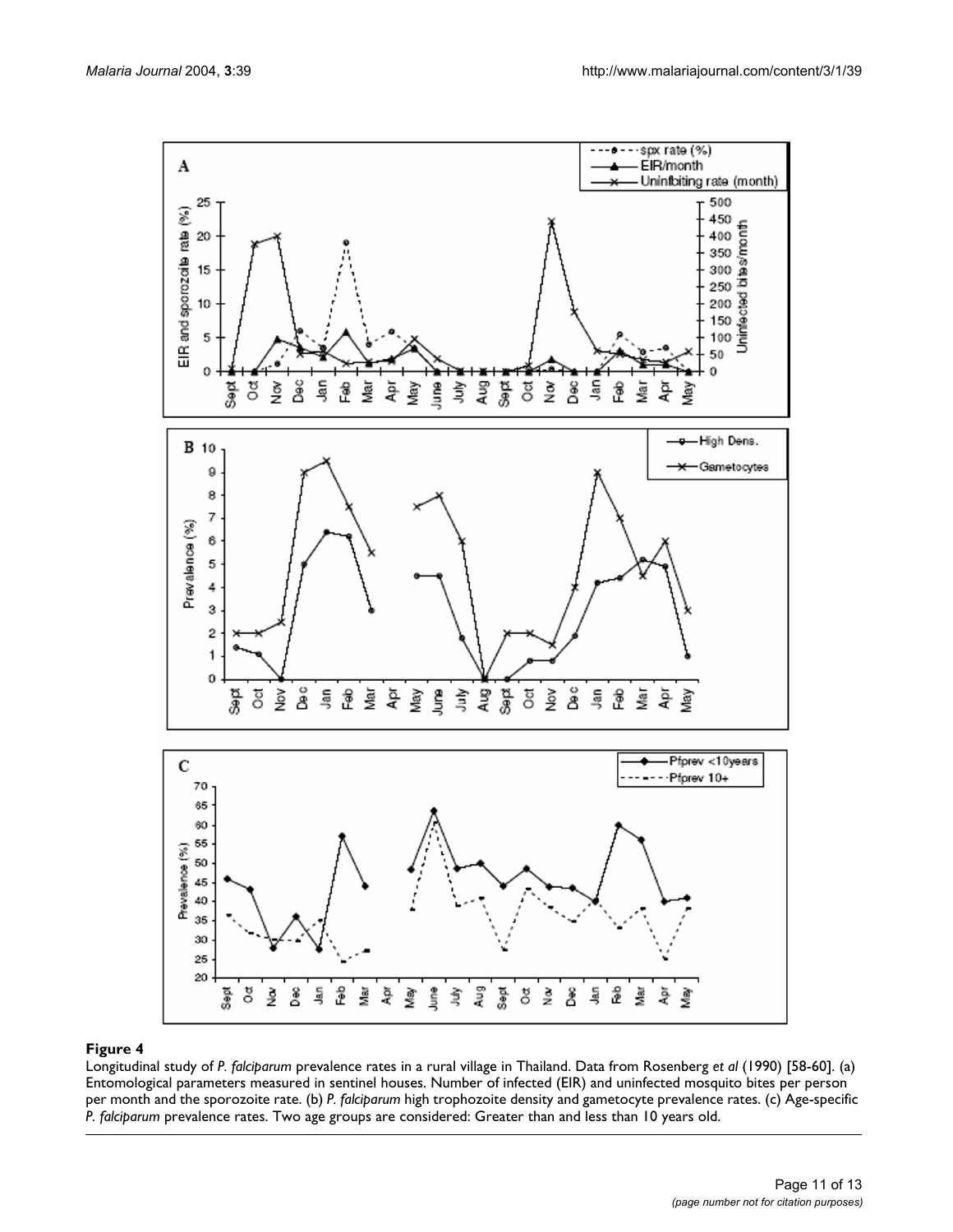**Figure 4**

Longitudinal study of *P. falciparum* prevalence rates in a rural village in Thailand. Data from Rosenberg *et al* (1990) [58-60]. (a) Entomological parameters measured in sentinel houses. Number of infected (EIR) and uninfected mosquito bites per person per month and the sporozoite rate. (b) *P. falciparum* high trophozoite density and gametocyte prevalence rates. (c) Age-specific *P. falciparum* prevalence rates. Two age groups are considered: Greater than and less than 10 years old.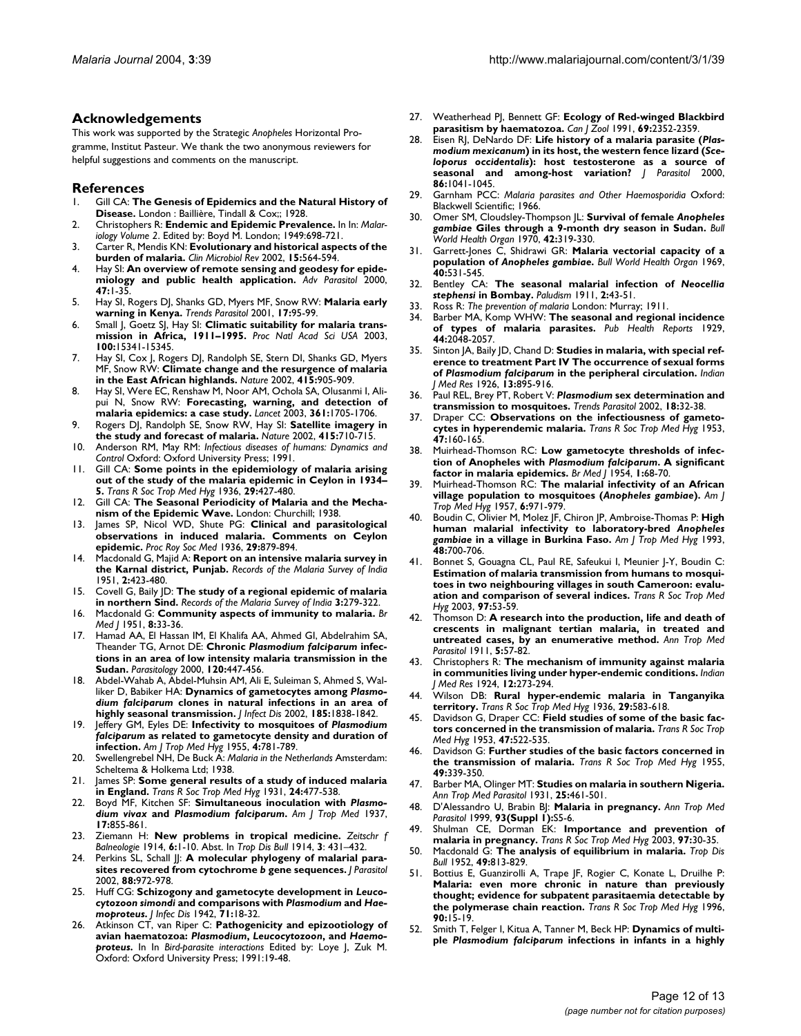## Acknowledgements

This work was supported by the Strategic *Anopheles* Horizontal Programme, Institut Pasteur. We thank the two anonymous reviewers for helpful suggestions and comments on the manuscript.

## References

1. Gill CA: **The Genesis of Epidemics and the Natural History of Disease.** London : Baillière, Tindall & Cox;; 1928.
2. Christophers R: **Endemic and Epidemic Prevalence.** In In: *Malariology Volume 2*. Edited by: Boyd M. London; 1949:698-721.
3. Carter R, Mendis KN: **Evolutionary and historical aspects of the burden of malaria.** *Clin Microbiol Rev* 2002, **15:**564-594.
4. Hay SI: **An overview of remote sensing and geodesy for epidemiology and public health application.** *Adv Parasitol* 2000, **47:**1-35.
5. Hay SI, Rogers DJ, Shanks GD, Myers MF, Snow RW: **Malaria early warning in Kenya.** *Trends Parasitol* 2001, **17:**95-99.
6. Small J, Goetz SJ, Hay SI: **Climatic suitability for malaria transmission in Africa, 1911–1995.** *Proc Natl Acad Sci USA* 2003, **100:**15341-15345.
7. Hay SI, Cox J, Rogers DJ, Randolph SE, Stern DI, Shanks GD, Myers MF, Snow RW: **Climate change and the resurgence of malaria in the East African highlands.** *Nature* 2002, **415:**905-909.
8. Hay SI, Were EC, Renshaw M, Noor AM, Ochola SA, Olusanmi I, Alipui N, Snow RW: **Forecasting, warning, and detection of malaria epidemics: a case study.** *Lancet* 2003, **361:**1705-1706.
9. Rogers DJ, Randolph SE, Snow RW, Hay SI: **Satellite imagery in the study and forecast of malaria.** *Nature* 2002, **415:**710-715.
10. Anderson RM, May RM: *Infectious diseases of humans: Dynamics and Control* Oxford: Oxford University Press; 1991.
11. Gill CA: **Some points in the epidemiology of malaria arising out of the study of the malaria epidemic in Ceylon in 1934–5.** *Trans R Soc Trop Med Hyg* 1936, **29:**427-480.
12. Gill CA: **The Seasonal Periodicity of Malaria and the Mechanism of the Epidemic Wave.** London: Churchill; 1938.
13. James SP, Nicol WD, Shute PG: **Clinical and parasitological observations in induced malaria. Comments on Ceylon epidemic.** *Proc Roy Soc Med* 1936, **29:**879-894.
14. Macdonald G, Majid A: **Report on an intensive malaria survey in the Karnal district, Punjab.** *Records of the Malaria Survey of India* 1951, **2:**423-480.
15. Covell G, Baily JD: **The study of a regional epidemic of malaria in northern Sind.** *Records of the Malaria Survey of India* **3:**279-322.
16. Macdonald G: **Community aspects of immunity to malaria.** *Br Med J* 1951, **8:**33-36.
17. Hamad AA, El Hassan IM, El Khalifa AA, Ahmed GI, Abdelrahim SA, Theander TG, Arnot DE: **Chronic *Plasmodium falciparum* infections in an area of low intensity malaria transmission in the Sudan.** *Parasitology* 2000, **120:**447-456.
18. Abdel-Wahab A, Abdel-Muhsin AM, Ali E, Suleiman S, Ahmed S, Walliker D, Babiker HA: **Dynamics of gametocytes among *Plasmodium falciparum* clones in natural infections in an area of highly seasonal transmission.** *J Infect Dis* 2002, **185:**1838-1842.
19. Jeffery GM, Eyles DE: **Infectivity to mosquitoes of *Plasmodium falciparum* as related to gametocyte density and duration of infection.** *Am J Trop Med Hyg* 1955, **4:**781-789.
20. Swellengrebel NH, De Buck A: *Malaria in the Netherlands* Amsterdam: Scheltema & Holkema Ltd; 1938.
21. James SP: **Some general results of a study of induced malaria in England.** *Trans R Soc Trop Med Hyg* 1931, **24:**477-538.
22. Boyd MF, Kitchen SF: **Simultaneous inoculation with *Plasmodium vivax* and *Plasmodium falciparum*.** *Am J Trop Med* 1937, **17:**855-861.
23. Ziemann H: **New problems in tropical medicine.** *Zeitschr f Balneologie* 1914, **6:**1-10. Abst. In *Trop Dis Bull* 1914, **3**: 431–432.
24. Perkins SL, Schall JJ: **A molecular phylogeny of malarial parasites recovered from cytochrome *b* gene sequences.** *J Parasitol* 2002, **88:**972-978.
25. Huff CG: **Schizogony and gametocyte development in *Leucocytozoon simondi* and comparisons with *Plasmodium* and *Haemoproteus*.** *J Infec Dis* 1942, **71:**18-32.
26. Atkinson CT, van Riper C: **Pathogenicity and epizootiology of avian haematozoa: *Plasmodium*, *Leucocytozoon*, and *Haemoproteus*.** In In *Bird-parasite interactions* Edited by: Loye J, Zuk M. Oxford: Oxford University Press; 1991:19-48.
27. Weatherhead PJ, Bennett GF: **Ecology of Red-winged Blackbird parasitism by haematozoa.** *Can J Zool* 1991, **69:**2352-2359.
28. Eisen RJ, DeNardo DF: **Life history of a malaria parasite (*Plasmodium mexicanum*) in its host, the western fence lizard (*Sceloporus occidentalis*): host testosterone as a source of seasonal and among-host variation?** *J Parasitol* 2000, **86:**1041-1045.
29. Garnham PCC: *Malaria parasites and Other Haemosporidia* Oxford: Blackwell Scientific; 1966.
30. Omer SM, Cloudsley-Thompson JL: **Survival of female *Anopheles gambiae* Giles through a 9-month dry season in Sudan.** *Bull World Health Organ* 1970, **42:**319-330.
31. Garrett-Jones C, Shidrawi GR: **Malaria vectorial capacity of a population of *Anopheles gambiae*.** *Bull World Health Organ* 1969, **40:**531-545.
32. Bentley CA: **The seasonal malarial infection of *Neocellia stephensi* in Bombay.** *Paludism* 1911, **2:**43-51.
33. Ross R: *The prevention of malaria* London: Murray; 1911.
34. Barber MA, Komp WHW: **The seasonal and regional incidence of types of malaria parasites.** *Pub Health Reports* 1929, **44:**2048-2057.
35. Sinton JA, Baily JD, Chand D: **Studies in malaria, with special reference to treatment Part IV The occurrence of sexual forms of *Plasmodium falciparum* in the peripheral circulation.** *Indian J Med Res* 1926, **13:**895-916.
36. Paul REL, Brey PT, Robert V: ***Plasmodium* sex determination and transmission to mosquitoes.** *Trends Parasitol* 2002, **18:**32-38.
37. Draper CC: **Observations on the infectiousness of gametocytes in hyperendemic malaria.** *Trans R Soc Trop Med Hyg* 1953, **47:**160-165.
38. Muirhead-Thomson RC: **Low gametocyte thresholds of infection of Anopheles with *Plasmodium falciparum*. A significant factor in malaria epidemics.** *Br Med J* 1954, **1:**68-70.
39. Muirhead-Thomson RC: **The malarial infectivity of an African village population to mosquitoes (*Anopheles gambiae*).** *Am J Trop Med Hyg* 1957, **6:**971-979.
40. Boudin C, Olivier M, Molez JF, Chiron JP, Ambroise-Thomas P: **High human malarial infectivity to laboratory-bred *Anopheles gambiae* in a village in Burkina Faso.** *Am J Trop Med Hyg* 1993, **48:**700-706.
41. Bonnet S, Gouagna CL, Paul RE, Safeukui I, Meunier J-Y, Boudin C: **Estimation of malaria transmission from humans to mosquitoes in two neighbouring villages in south Cameroon: evaluation and comparison of several indices.** *Trans R Soc Trop Med Hyg* 2003, **97:**53-59.
42. Thomson D: **A research into the production, life and death of crescents in malignant tertian malaria, in treated and untreated cases, by an enumerative method.** *Ann Trop Med Parasitol* 1911, **5:**57-82.
43. Christophers R: **The mechanism of immunity against malaria in communities living under hyper-endemic conditions.** *Indian J Med Res* 1924, **12:**273-294.
44. Wilson DB: **Rural hyper-endemic malaria in Tanganyika territory.** *Trans R Soc Trop Med Hyg* 1936, **29:**583-618.
45. Davidson G, Draper CC: **Field studies of some of the basic factors concerned in the transmission of malaria.** *Trans R Soc Trop Med Hyg* 1953, **47:**522-535.
46. Davidson G: **Further studies of the basic factors concerned in the transmission of malaria.** *Trans R Soc Trop Med Hyg* 1955, **49:**339-350.
47. Barber MA, Olinger MT: **Studies on malaria in southern Nigeria.** *Ann Trop Med Parasitol* 1931, **25:**461-501.
48. D'Alessandro U, Brabin BJ: **Malaria in pregnancy.** *Ann Trop Med Parasitol* 1999, **93(Suppl 1):**S5-6.
49. Shulman CE, Dorman EK: **Importance and prevention of malaria in pregnancy.** *Trans R Soc Trop Med Hyg* 2003, **97:**30-35.
50. Macdonald G: **The analysis of equilibrium in malaria.** *Trop Dis Bull* 1952, **49:**813-829.
51. Bottius E, Guanzirolli A, Trape JF, Rogier C, Konate L, Druilhe P: **Malaria: even more chronic in nature than previously thought; evidence for subpatent parasitaemia detectable by the polymerase chain reaction.** *Trans R Soc Trop Med Hyg* 1996, **90:**15-19.
52. Smith T, Felger I, Kitua A, Tanner M, Beck HP: **Dynamics of multiple *Plasmodium falciparum* infections in infants in a highly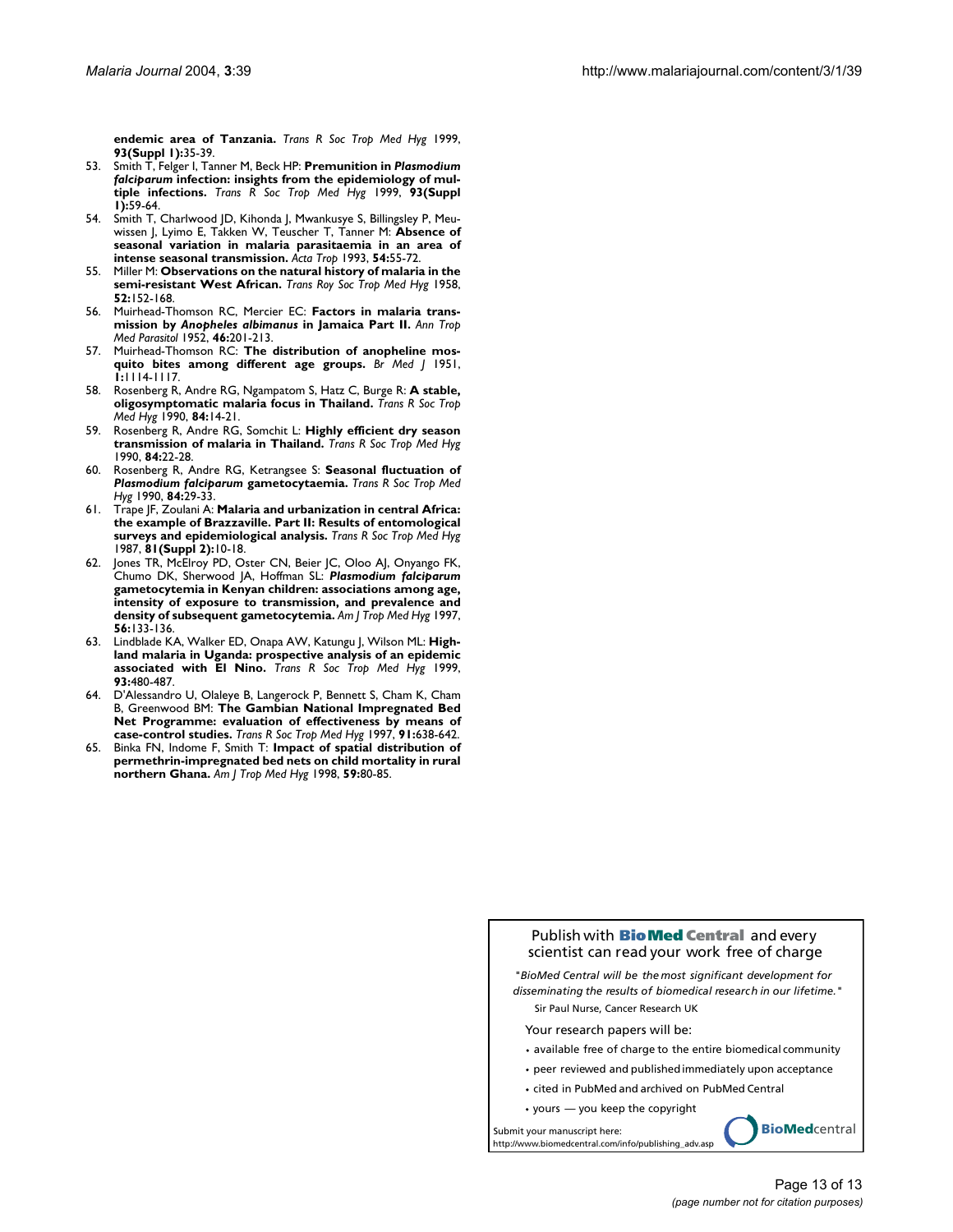**endemic area of Tanzania.** *Trans R Soc Trop Med Hyg* 1999, **93(Suppl 1):**35-39.

53. Smith T, Felger I, Tanner M, Beck HP: **Premunition in *Plasmodium falciparum* infection: insights from the epidemiology of multiple infections.** *Trans R Soc Trop Med Hyg* 1999, **93(Suppl 1):**59-64.
54. Smith T, Charlwood JD, Kihonda J, Mwankusye S, Billingsley P, Meuwissen J, Lyimo E, Takken W, Teuscher T, Tanner M: **Absence of seasonal variation in malaria parasitaemia in an area of intense seasonal transmission.** *Acta Trop* 1993, **54:**55-72.
55. Miller M: **Observations on the natural history of malaria in the semi-resistant West African.** *Trans Roy Soc Trop Med Hyg* 1958, **52:**152-168.
56. Muirhead-Thomson RC, Mercier EC: **Factors in malaria transmission by *Anopheles albimanus* in Jamaica Part II.** *Ann Trop Med Parasitol* 1952, **46:**201-213.
57. Muirhead-Thomson RC: **The distribution of anopheline mosquito bites among different age groups.** *Br Med J* 1951, **1:**1114-1117.
58. Rosenberg R, Andre RG, Ngampatom S, Hatz C, Burge R: **A stable, oligosymptomatic malaria focus in Thailand.** *Trans R Soc Trop Med Hyg* 1990, **84:**14-21.
59. Rosenberg R, Andre RG, Somchit L: **Highly efficient dry season transmission of malaria in Thailand.** *Trans R Soc Trop Med Hyg* 1990, **84:**22-28.
60. Rosenberg R, Andre RG, Ketrangsee S: **Seasonal fluctuation of *Plasmodium falciparum* gametocytaemia.** *Trans R Soc Trop Med Hyg* 1990, **84:**29-33.
61. Trape JF, Zoulani A: **Malaria and urbanization in central Africa: the example of Brazzaville. Part II: Results of entomological surveys and epidemiological analysis.** *Trans R Soc Trop Med Hyg* 1987, **81(Suppl 2):**10-18.
62. Jones TR, McElroy PD, Oster CN, Beier JC, Oloo AJ, Onyango FK, Chumo DK, Sherwood JA, Hoffman SL: ***Plasmodium falciparum* gametocytemia in Kenyan children: associations among age, intensity of exposure to transmission, and prevalence and density of subsequent gametocytemia.** *Am J Trop Med Hyg* 1997, **56:**133-136.
63. Lindblade KA, Walker ED, Onapa AW, Katungu J, Wilson ML: **Highland malaria in Uganda: prospective analysis of an epidemic associated with El Nino.** *Trans R Soc Trop Med Hyg* 1999, **93:**480-487.
64. D'Alessandro U, Olaleye B, Langerock P, Bennett S, Cham K, Cham B, Greenwood BM: **The Gambian National Impregnated Bed Net Programme: evaluation of effectiveness by means of case-control studies.** *Trans R Soc Trop Med Hyg* 1997, **91:**638-642.
65. Binka FN, Indome F, Smith T: **Impact of spatial distribution of permethrin-impregnated bed nets on child mortality in rural northern Ghana.** *Am J Trop Med Hyg* 1998, **59:**80-85.

Publish with **BioMed Central** and every scientist can read your work free of charge

*"BioMed Central will be the most significant development for disseminating the results of biomedical research in our lifetime."*
Sir Paul Nurse, Cancer Research UK

Your research papers will be:

- available free of charge to the entire biomedical community
- peer reviewed and published immediately upon acceptance
- cited in PubMed and archived on PubMed Central
- yours — you keep the copyright

Submit your manuscript here:
http://www.biomedcentral.com/info/publishing_adv.asp

**BioMed**central